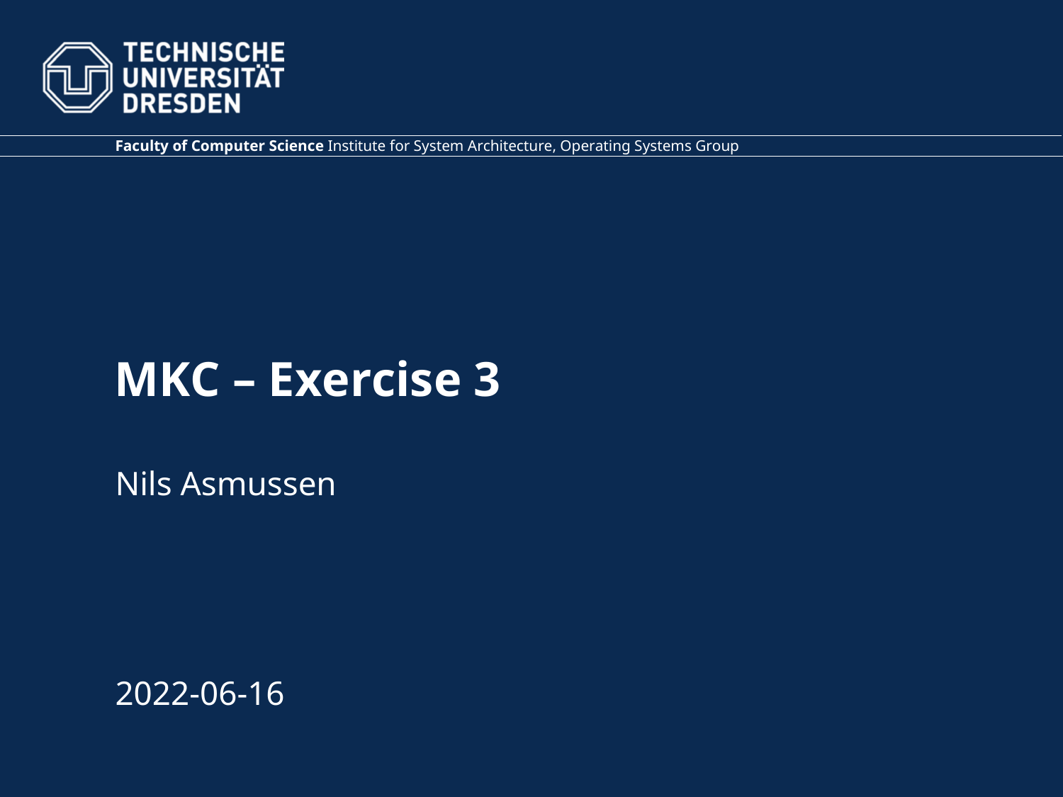TECHNISCHE UNIVERSITÄT DRESDEN

**Faculty of Computer Science** Institute for System Architecture, Operating Systems Group

# MKC – Exercise 3

Nils Asmussen

2022-06-16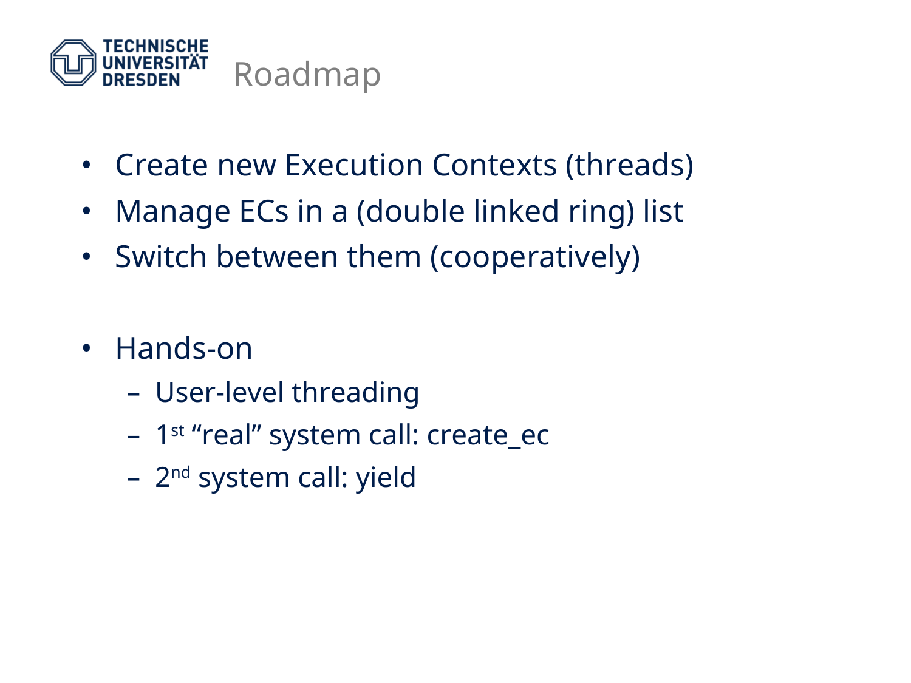# Roadmap

- Create new Execution Contexts (threads)
- Manage ECs in a (double linked ring) list
- Switch between them (cooperatively)

- Hands-on
  - User-level threading
  - 1st "real" system call: create_ec
  - 2nd system call: yield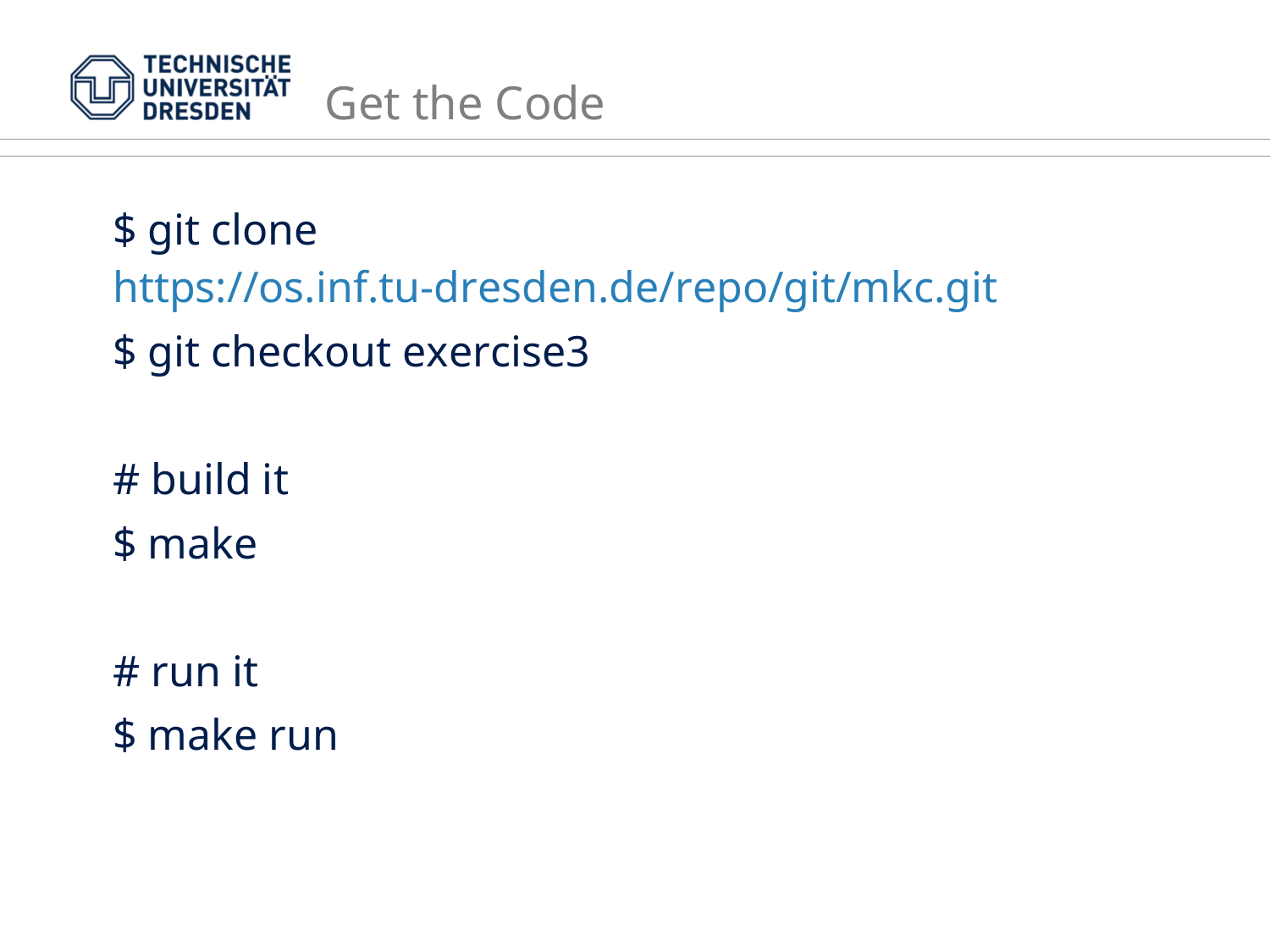# Get the Code

```
$ git clone https://os.inf.tu-dresden.de/repo/git/mkc.git
$ git checkout exercise3

# build it
$ make

# run it
$ make run
```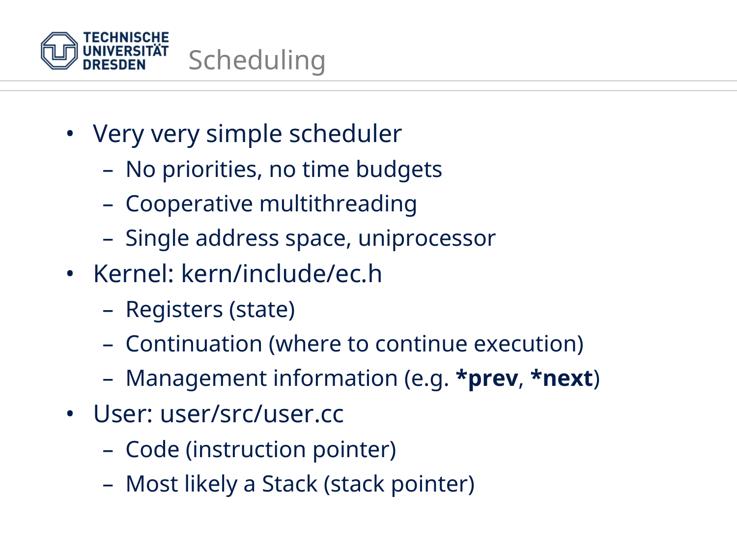# Scheduling

- Very very simple scheduler
  - No priorities, no time budgets
  - Cooperative multithreading
  - Single address space, uniprocessor
- Kernel: kern/include/ec.h
  - Registers (state)
  - Continuation (where to continue execution)
  - Management information (e.g. ***prev**, ***next**)
- User: user/src/user.cc
  - Code (instruction pointer)
  - Most likely a Stack (stack pointer)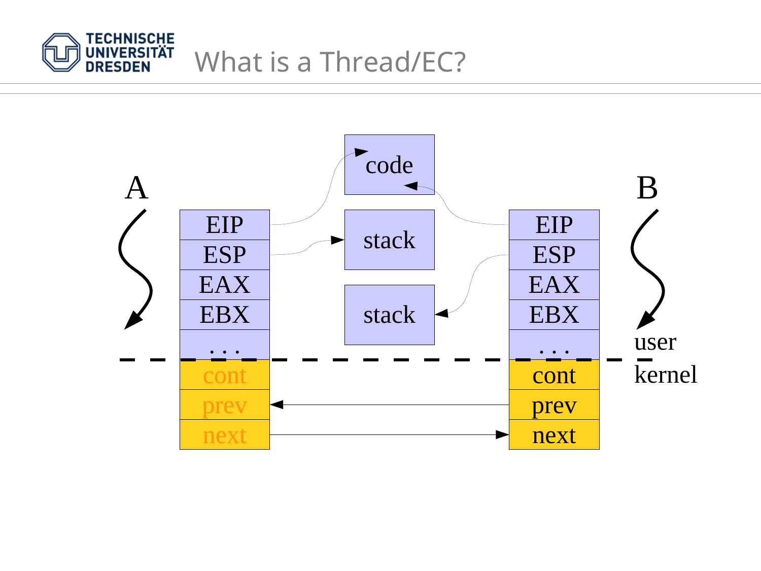# What is a Thread/EC?

A

B

| EIP |
|---|
| ESP |
| EAX |
| EBX |
| . . . |
| cont |
| prev |
| next |

code

stack

stack

| EIP |
|---|
| ESP |
| EAX |
| EBX |
| . . . |
| cont |
| prev |
| next |

user

kernel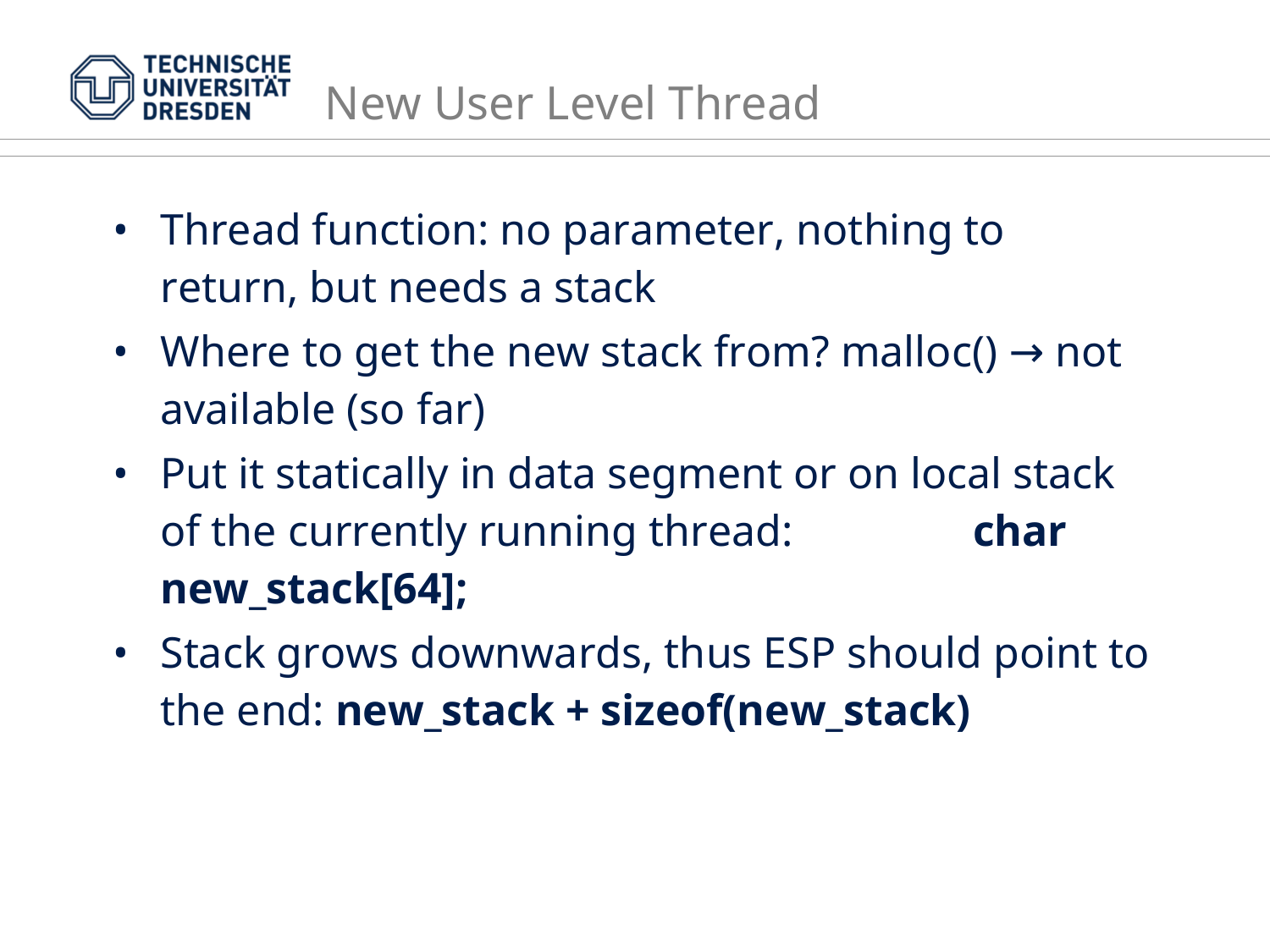# New User Level Thread

- Thread function: no parameter, nothing to return, but needs a stack
- Where to get the new stack from? malloc() → not available (so far)
- Put it statically in data segment or on local stack of the currently running thread: **char new_stack[64];**
- Stack grows downwards, thus ESP should point to the end: **new_stack + sizeof(new_stack)**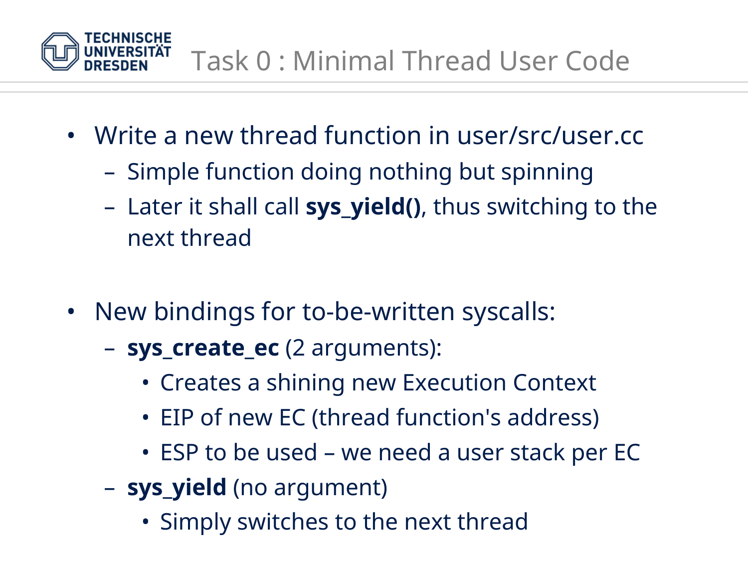# Task 0 : Minimal Thread User Code

- Write a new thread function in user/src/user.cc
  - Simple function doing nothing but spinning
  - Later it shall call **sys_yield()**, thus switching to the next thread

- New bindings for to-be-written syscalls:
  - **sys_create_ec** (2 arguments):
    - Creates a shining new Execution Context
    - EIP of new EC (thread function's address)
    - ESP to be used – we need a user stack per EC
  - **sys_yield** (no argument)
    - Simply switches to the next thread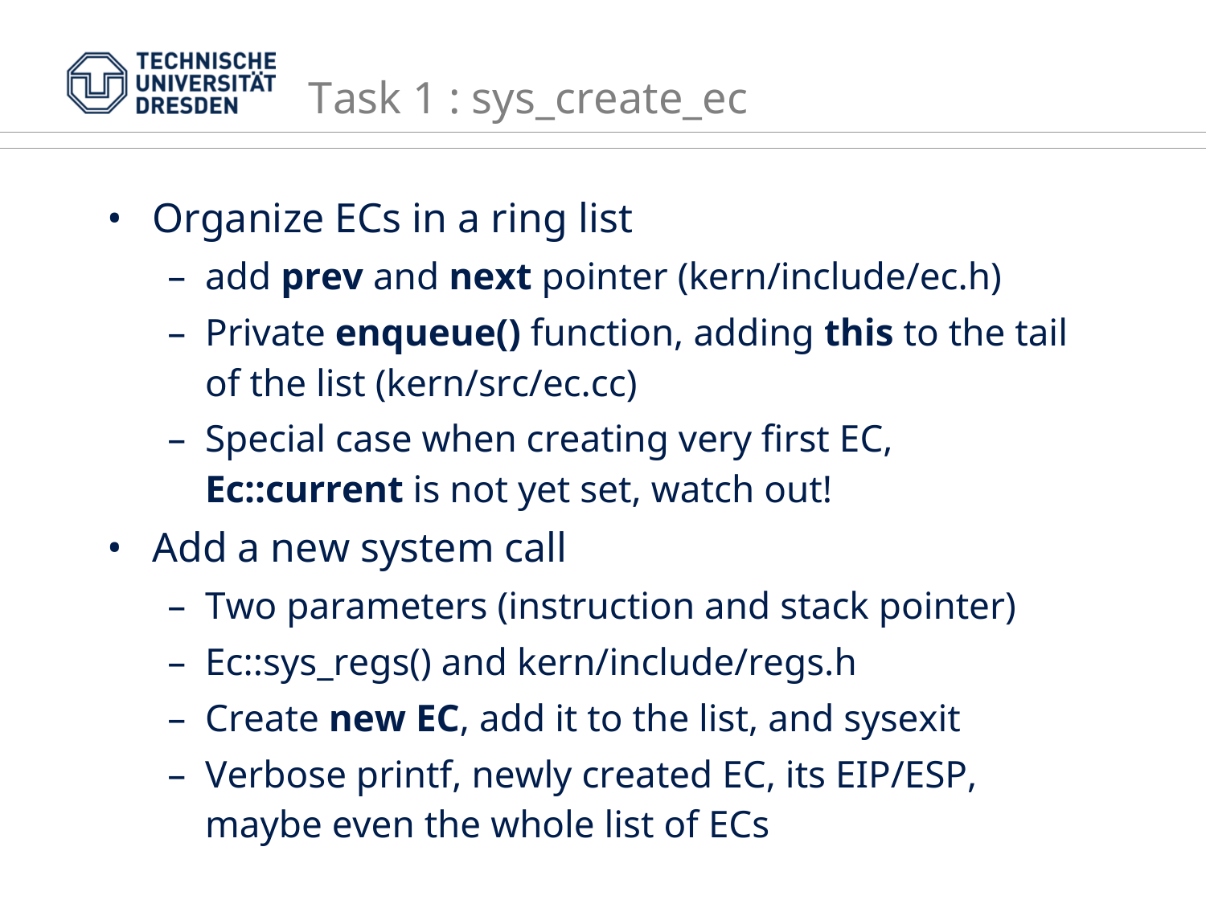# Task 1 : sys_create_ec

- Organize ECs in a ring list
  - add **prev** and **next** pointer (kern/include/ec.h)
  - Private **enqueue()** function, adding **this** to the tail of the list (kern/src/ec.cc)
  - Special case when creating very first EC, **Ec::current** is not yet set, watch out!
- Add a new system call
  - Two parameters (instruction and stack pointer)
  - Ec::sys_regs() and kern/include/regs.h
  - Create **new EC**, add it to the list, and sysexit
  - Verbose printf, newly created EC, its EIP/ESP, maybe even the whole list of ECs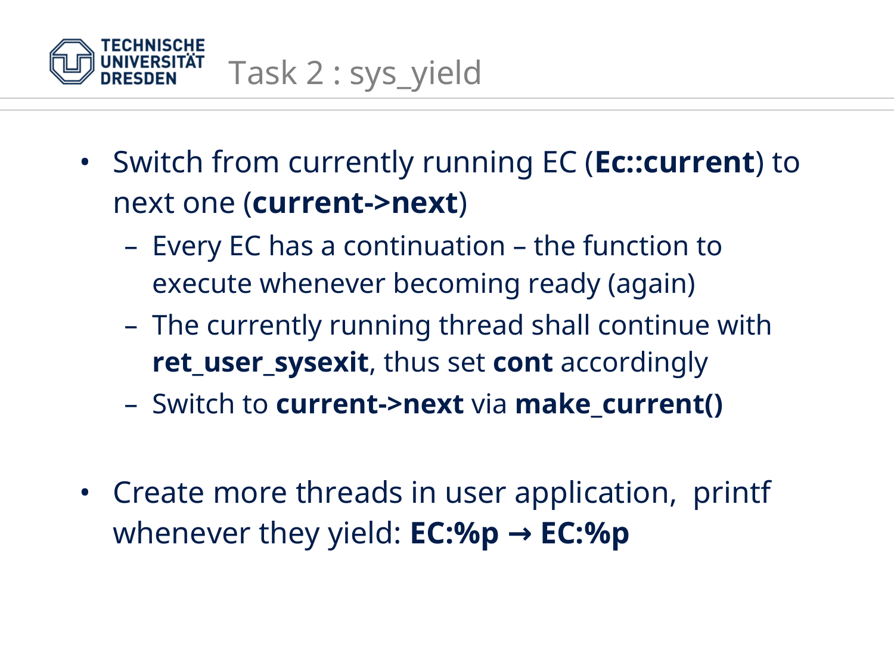# Task 2 : sys_yield

- Switch from currently running EC (**Ec::current**) to next one (**current->next**)
  - Every EC has a continuation – the function to execute whenever becoming ready (again)
  - The currently running thread shall continue with **ret_user_sysexit**, thus set **cont** accordingly
  - Switch to **current->next** via **make_current()**

- Create more threads in user application, printf whenever they yield: **EC:%p → EC:%p**